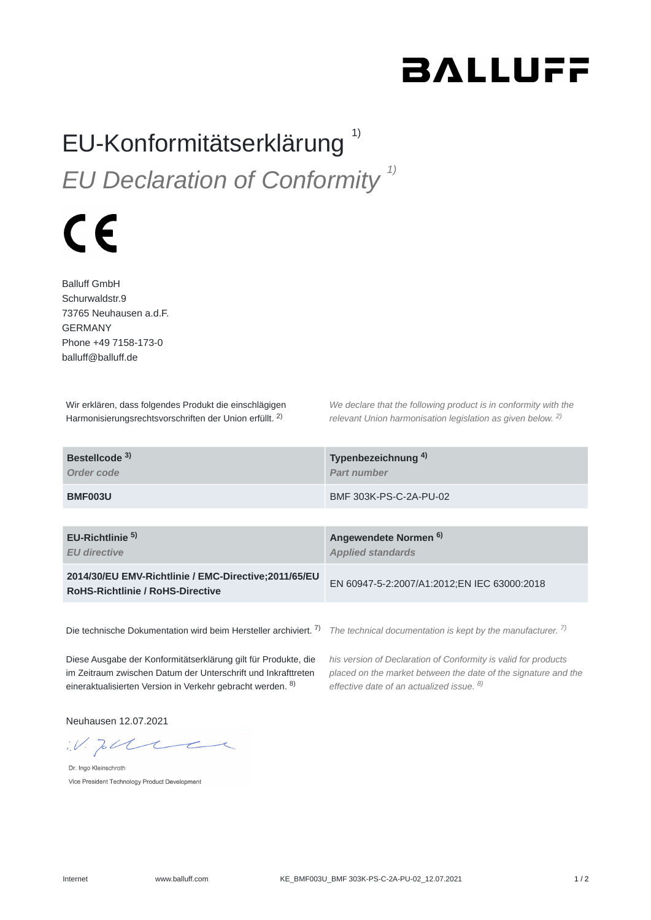BALLUFF

# EU-Konformitätserklärung [1)]

# *EU Declaration of Conformity [1)]*

CE

Balluff GmbH
Schurwaldstr.9
73765 Neuhausen a.d.F.
GERMANY
Phone +49 7158-173-0
balluff@balluff.de

Wir erklären, dass folgendes Produkt die einschlägigen Harmonisierungsrechtsvorschriften der Union erfüllt. [2)]

*We declare that the following product is in conformity with the relevant Union harmonisation legislation as given below. [2)]*

| **Bestellcode [3)]** *Order code* | **Typenbezeichnung [4)]** *Part number* |
|---|---|
| **BMF003U** | BMF 303K-PS-C-2A-PU-02 |

| **EU-Richtlinie [5)]** *EU directive* | **Angewendete Normen [6)]** *Applied standards* |
|---|---|
| **2014/30/EU EMV-Richtlinie / EMC-Directive;2011/65/EU RoHS-Richtlinie / RoHS-Directive** | EN 60947-5-2:2007/A1:2012;EN IEC 63000:2018 |

Die technische Dokumentation wird beim Hersteller archiviert. [7)]

*The technical documentation is kept by the manufacturer. [7)]*

Diese Ausgabe der Konformitätserklärung gilt für Produkte, die im Zeitraum zwischen Datum der Unterschrift und Inkrafttreten eineraktualisierten Version in Verkehr gebracht werden. [8)]

*his version of Declaration of Conformity is valid for products placed on the market between the date of the signature and the effective date of an actualized issue. [8)]*

Neuhausen 12.07.2021

i.V.

Dr. Ingo Kleinschroth
Vice President Technology Product Development

Internet www.balluff.com KE_BMF003U_BMF 303K-PS-C-2A-PU-02_12.07.2021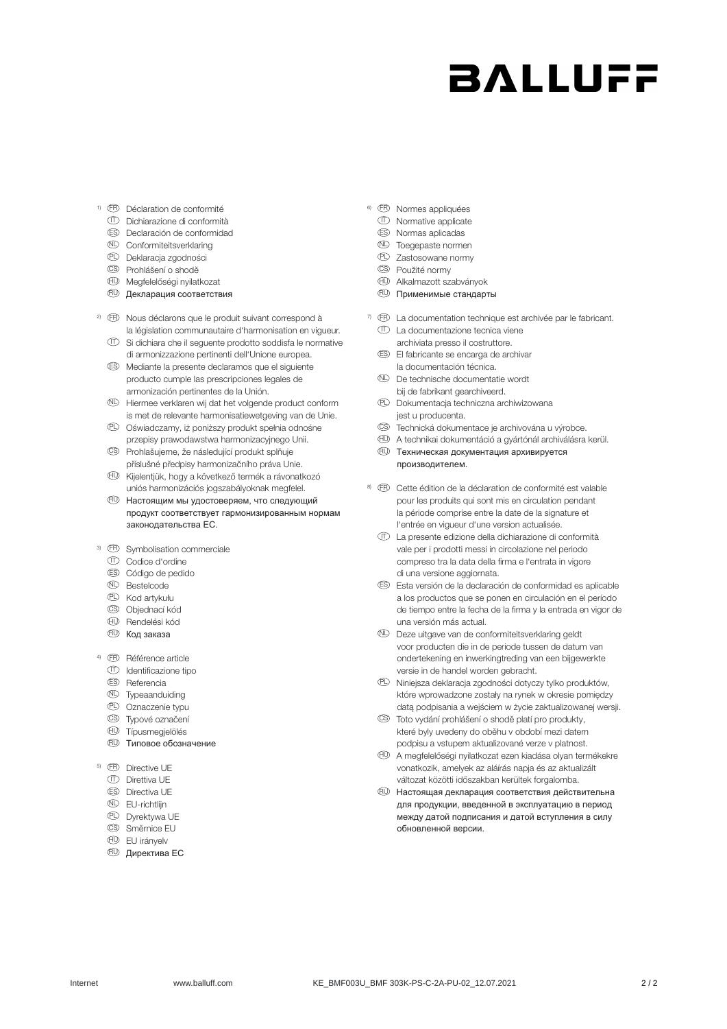**BALLUFF**

1) (FR) Déclaration de conformité
(IT) Dichiarazione di conformità
(ES) Declaración de conformidad
(NL) Conformiteitsverklaring
(PL) Deklaracja zgodności
(CS) Prohlášení o shodě
(HU) Megfelelőségi nyilatkozat
(RU) Декларация соответствия

2) (FR) Nous déclarons que le produit suivant correspond à la législation communautaire d'harmonisation en vigueur.
(IT) Si dichiara che il seguente prodotto soddisfa le normative di armonizzazione pertinenti dell'Unione europea.
(ES) Mediante la presente declaramos que el siguiente producto cumple las prescripciones legales de armonización pertinentes de la Unión.
(NL) Hiermee verklaren wij dat het volgende product conform is met de relevante harmonisatiewetgeving van de Unie.
(PL) Oświadczamy, iż poniższy produkt spełnia odnośne przepisy prawodawstwa harmonizacyjnego Unii.
(CS) Prohlašujeme, že následující produkt splňuje příslušné předpisy harmonizačního práva Unie.
(HU) Kijelentjük, hogy a következő termék a rávonatkozó uniós harmonizációs jogszabályoknak megfelel.
(RU) Настоящим мы удостоверяем, что следующий продукт соответствует гармонизированным нормам законодательства ЕС.

3) (FR) Symbolisation commerciale
(IT) Codice d'ordine
(ES) Código de pedido
(NL) Bestelcode
(PL) Kod artykułu
(CS) Objednací kód
(HU) Rendelési kód
(RU) Код заказа

4) (FR) Référence article
(IT) Identificazione tipo
(ES) Referencia
(NL) Typeaanduiding
(PL) Oznaczenie typu
(CS) Typové označení
(HU) Típusmegjelölés
(RU) Типовое обозначение

5) (FR) Directive UE
(IT) Direttiva UE
(ES) Directiva UE
(NL) EU-richtlijn
(PL) Dyrektywa UE
(CS) Směrnice EU
(HU) EU irányelv
(RU) Директива ЕС

6) (FR) Normes appliquées
(IT) Normative applicate
(ES) Normas aplicadas
(NL) Toegepaste normen
(PL) Zastosowane normy
(CS) Použité normy
(HU) Alkalmazott szabványok
(RU) Применимые стандарты

7) (FR) La documentation technique est archivée par le fabricant.
(IT) La documentazione tecnica viene archiviata presso il costruttore.
(ES) El fabricante se encarga de archivar la documentación técnica.
(NL) De technische documentatie wordt bij de fabrikant gearchiveerd.
(PL) Dokumentacja techniczna archiwizowana jest u producenta.
(CS) Technická dokumentace je archivována u výrobce.
(HU) A technikai dokumentáció a gyártónál archiválásra kerül.
(RU) Техническая документация архивируется производителем.

8) (FR) Cette édition de la déclaration de conformité est valable pour les produits qui sont mis en circulation pendant la période comprise entre la date de la signature et l'entrée en vigueur d'une version actualisée.
(IT) La presente edizione della dichiarazione di conformità vale per i prodotti messi in circolazione nel periodo compreso tra la data della firma e l'entrata in vigore di una versione aggiornata.
(ES) Esta versión de la declaración de conformidad es aplicable a los productos que se ponen en circulación en el período de tiempo entre la fecha de la firma y la entrada en vigor de una versión más actual.
(NL) Deze uitgave van de conformiteitsverklaring geldt voor producten die in de periode tussen de datum van ondertekening en inwerkingtreding van een bijgewerkte versie in de handel worden gebracht.
(PL) Niniejsza deklaracja zgodności dotyczy tylko produktów, które wprowadzone zostały na rynek w okresie pomiędzy datą podpisania a wejściem w życie zaktualizowanej wersji.
(CS) Toto vydání prohlášení o shodě platí pro produkty, které byly uvedeny do oběhu v období mezi datem podpisu a vstupem aktualizované verze v platnost.
(HU) A megfelelőségi nyilatkozat ezen kiadása olyan termékekre vonatkozik, amelyek az aláírás napja és az aktualizált változat közötti időszakban kerültek forgalomba.
(RU) Настоящая декларация соответствия действительна для продукции, введенной в эксплуатацию в период между датой подписания и датой вступления в силу обновленной версии.

Internet www.balluff.com KE_BMF003U_BMF 303K-PS-C-2A-PU-02_12.07.2021